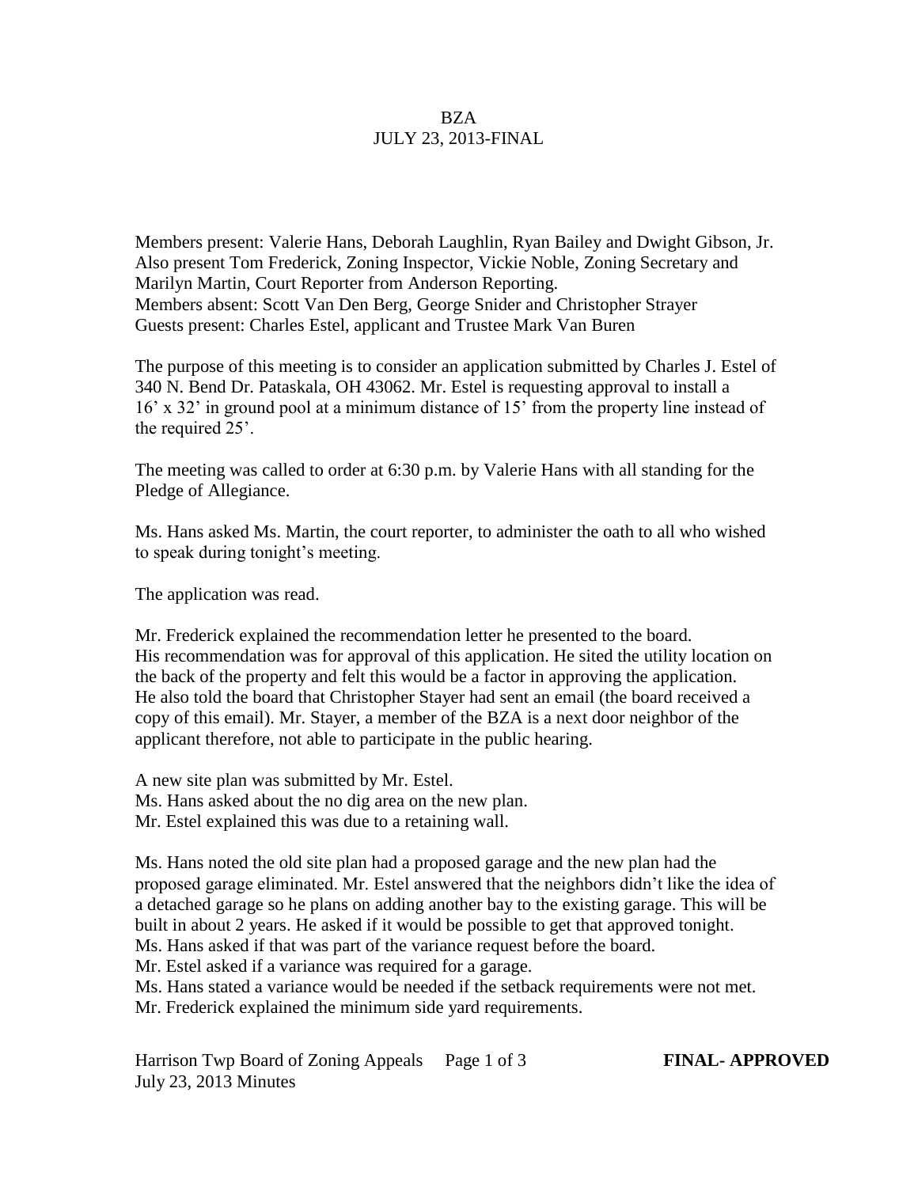# BZA
## JULY 23, 2013-FINAL

Members present: Valerie Hans, Deborah Laughlin, Ryan Bailey and Dwight Gibson, Jr.
Also present Tom Frederick, Zoning Inspector, Vickie Noble, Zoning Secretary and Marilyn Martin, Court Reporter from Anderson Reporting.
Members absent: Scott Van Den Berg, George Snider and Christopher Strayer
Guests present: Charles Estel, applicant and Trustee Mark Van Buren

The purpose of this meeting is to consider an application submitted by Charles J. Estel of 340 N. Bend Dr. Pataskala, OH 43062. Mr. Estel is requesting approval to install a 16' x 32' in ground pool at a minimum distance of 15' from the property line instead of the required 25'.

The meeting was called to order at 6:30 p.m. by Valerie Hans with all standing for the Pledge of Allegiance.

Ms. Hans asked Ms. Martin, the court reporter, to administer the oath to all who wished to speak during tonight's meeting.

The application was read.

Mr. Frederick explained the recommendation letter he presented to the board.
His recommendation was for approval of this application. He sited the utility location on the back of the property and felt this would be a factor in approving the application.
He also told the board that Christopher Stayer had sent an email (the board received a copy of this email). Mr. Stayer, a member of the BZA is a next door neighbor of the applicant therefore, not able to participate in the public hearing.

A new site plan was submitted by Mr. Estel.
Ms. Hans asked about the no dig area on the new plan.
Mr. Estel explained this was due to a retaining wall.

Ms. Hans noted the old site plan had a proposed garage and the new plan had the proposed garage eliminated. Mr. Estel answered that the neighbors didn't like the idea of a detached garage so he plans on adding another bay to the existing garage. This will be built in about 2 years. He asked if it would be possible to get that approved tonight.
Ms. Hans asked if that was part of the variance request before the board.
Mr. Estel asked if a variance was required for a garage.
Ms. Hans stated a variance would be needed if the setback requirements were not met.
Mr. Frederick explained the minimum side yard requirements.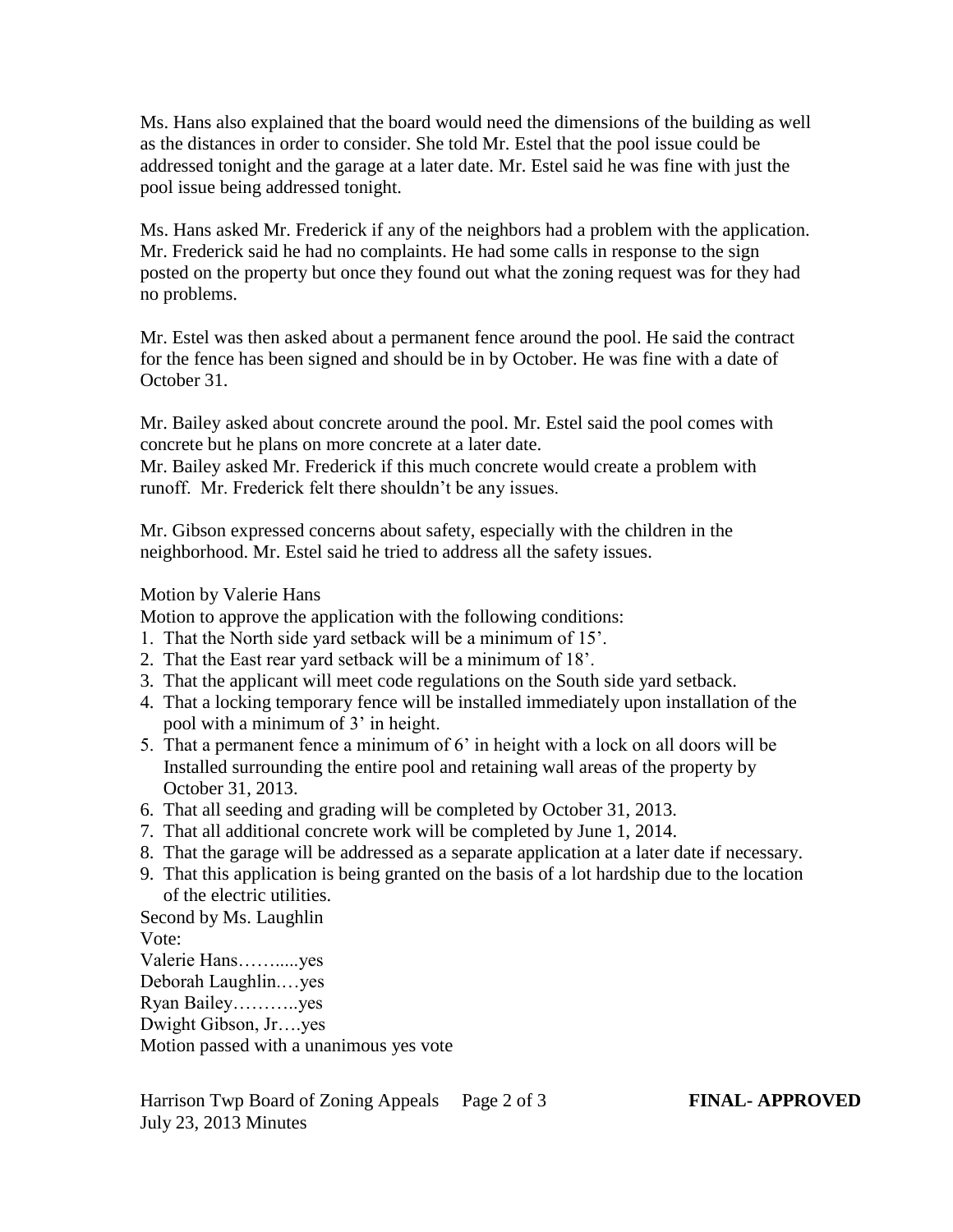Ms. Hans also explained that the board would need the dimensions of the building as well as the distances in order to consider. She told Mr. Estel that the pool issue could be addressed tonight and the garage at a later date. Mr. Estel said he was fine with just the pool issue being addressed tonight.

Ms. Hans asked Mr. Frederick if any of the neighbors had a problem with the application. Mr. Frederick said he had no complaints. He had some calls in response to the sign posted on the property but once they found out what the zoning request was for they had no problems.

Mr. Estel was then asked about a permanent fence around the pool. He said the contract for the fence has been signed and should be in by October. He was fine with a date of October 31.

Mr. Bailey asked about concrete around the pool. Mr. Estel said the pool comes with concrete but he plans on more concrete at a later date.
Mr. Bailey asked Mr. Frederick if this much concrete would create a problem with runoff. Mr. Frederick felt there shouldn't be any issues.

Mr. Gibson expressed concerns about safety, especially with the children in the neighborhood. Mr. Estel said he tried to address all the safety issues.

Motion by Valerie Hans
Motion to approve the application with the following conditions:

1. That the North side yard setback will be a minimum of 15'.
2. That the East rear yard setback will be a minimum of 18'.
3. That the applicant will meet code regulations on the South side yard setback.
4. That a locking temporary fence will be installed immediately upon installation of the pool with a minimum of 3' in height.
5. That a permanent fence a minimum of 6' in height with a lock on all doors will be Installed surrounding the entire pool and retaining wall areas of the property by October 31, 2013.
6. That all seeding and grading will be completed by October 31, 2013.
7. That all additional concrete work will be completed by June 1, 2014.
8. That the garage will be addressed as a separate application at a later date if necessary.
9. That this application is being granted on the basis of a lot hardship due to the location of the electric utilities.

Second by Ms. Laughlin
Vote:
Valerie Hans……....yes
Deborah Laughlin.…yes
Ryan Bailey………..yes
Dwight Gibson, Jr….yes
Motion passed with a unanimous yes vote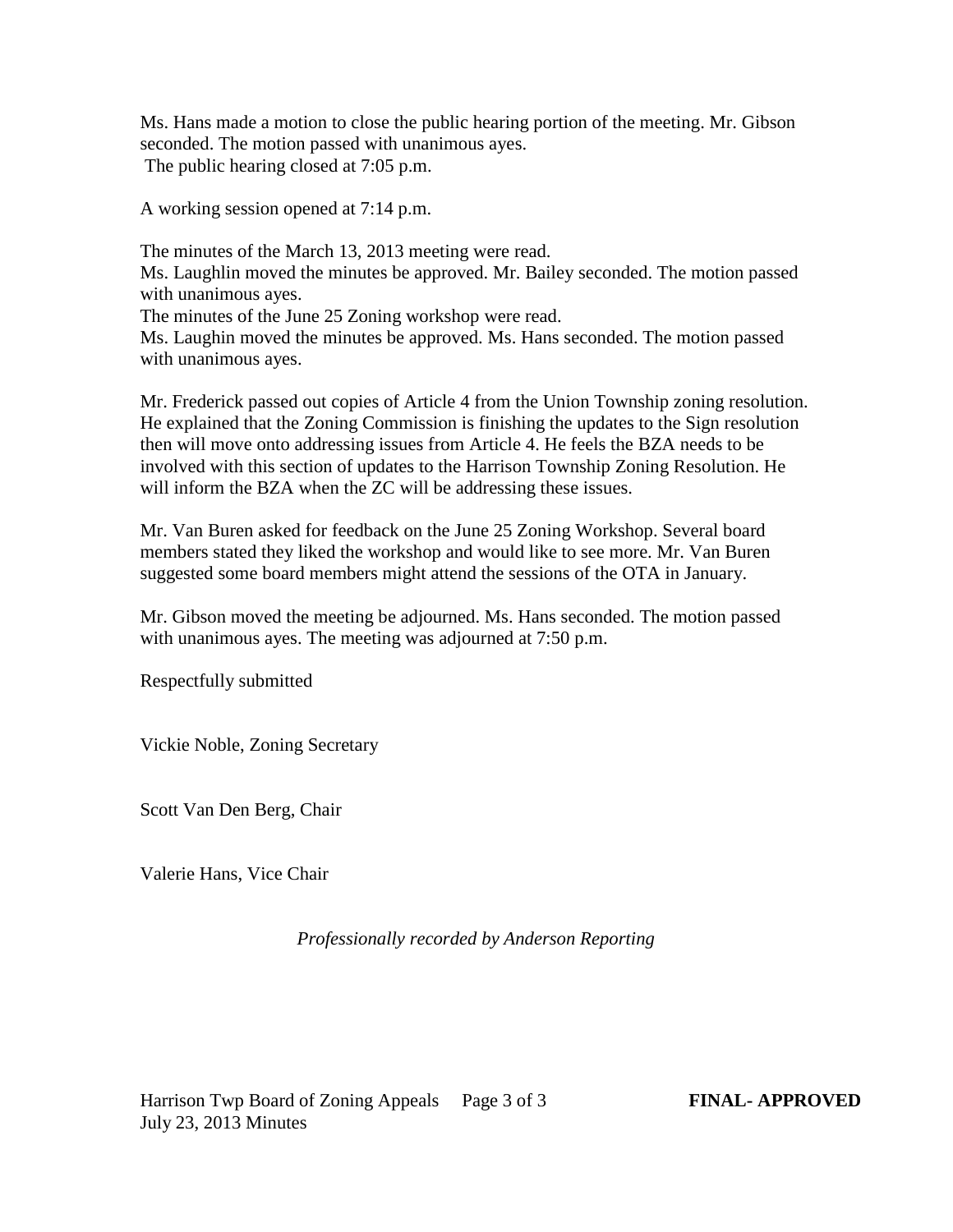Ms. Hans made a motion to close the public hearing portion of the meeting. Mr. Gibson seconded. The motion passed with unanimous ayes.
The public hearing closed at 7:05 p.m.

A working session opened at 7:14 p.m.

The minutes of the March 13, 2013 meeting were read.
Ms. Laughlin moved the minutes be approved. Mr. Bailey seconded. The motion passed with unanimous ayes.
The minutes of the June 25 Zoning workshop were read.
Ms. Laughin moved the minutes be approved. Ms. Hans seconded. The motion passed with unanimous ayes.

Mr. Frederick passed out copies of Article 4 from the Union Township zoning resolution. He explained that the Zoning Commission is finishing the updates to the Sign resolution then will move onto addressing issues from Article 4. He feels the BZA needs to be involved with this section of updates to the Harrison Township Zoning Resolution. He will inform the BZA when the ZC will be addressing these issues.

Mr. Van Buren asked for feedback on the June 25 Zoning Workshop. Several board members stated they liked the workshop and would like to see more. Mr. Van Buren suggested some board members might attend the sessions of the OTA in January.

Mr. Gibson moved the meeting be adjourned. Ms. Hans seconded. The motion passed with unanimous ayes. The meeting was adjourned at 7:50 p.m.

Respectfully submitted

Vickie Noble, Zoning Secretary

Scott Van Den Berg, Chair

Valerie Hans, Vice Chair

*Professionally recorded by Anderson Reporting*

Harrison Twp Board of Zoning Appeals **FINAL- APPROVED**
July 23, 2013 Minutes